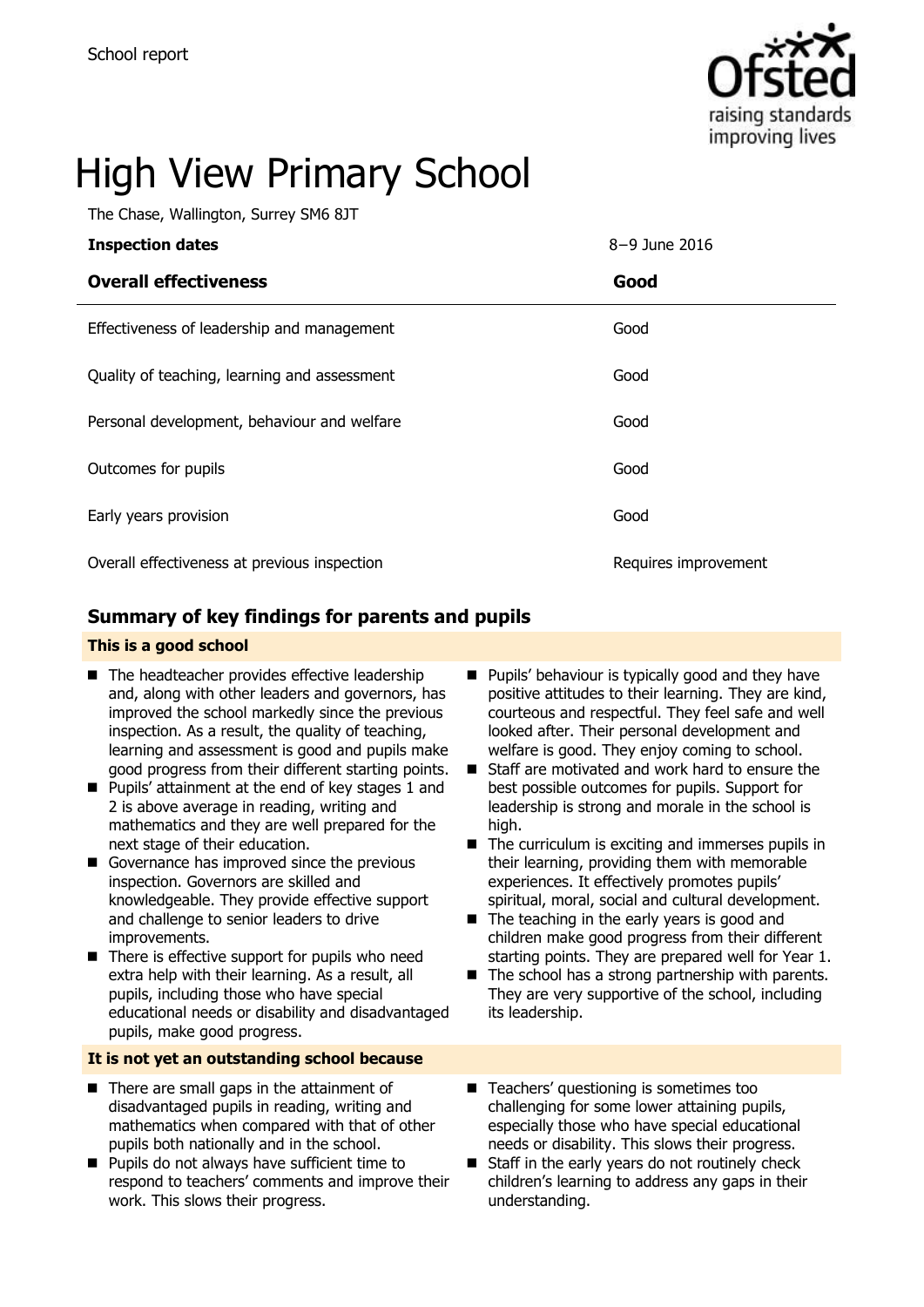School report

# High View Primary School

The Chase, Wallington, Surrey SM6 8JT

| **Inspection dates** | 8–9 June 2016 |
| --- | --- |
| **Overall effectiveness** | **Good** |
| Effectiveness of leadership and management | Good |
| Quality of teaching, learning and assessment | Good |
| Personal development, behaviour and welfare | Good |
| Outcomes for pupils | Good |
| Early years provision | Good |
| Overall effectiveness at previous inspection | Requires improvement |

## Summary of key findings for parents and pupils

### This is a good school

- The headteacher provides effective leadership and, along with other leaders and governors, has improved the school markedly since the previous inspection. As a result, the quality of teaching, learning and assessment is good and pupils make good progress from their different starting points.
- Pupils' attainment at the end of key stages 1 and 2 is above average in reading, writing and mathematics and they are well prepared for the next stage of their education.
- Governance has improved since the previous inspection. Governors are skilled and knowledgeable. They provide effective support and challenge to senior leaders to drive improvements.
- There is effective support for pupils who need extra help with their learning. As a result, all pupils, including those who have special educational needs or disability and disadvantaged pupils, make good progress.
- Pupils' behaviour is typically good and they have positive attitudes to their learning. They are kind, courteous and respectful. They feel safe and well looked after. Their personal development and welfare is good. They enjoy coming to school.
- Staff are motivated and work hard to ensure the best possible outcomes for pupils. Support for leadership is strong and morale in the school is high.
- The curriculum is exciting and immerses pupils in their learning, providing them with memorable experiences. It effectively promotes pupils' spiritual, moral, social and cultural development.
- The teaching in the early years is good and children make good progress from their different starting points. They are prepared well for Year 1.
- The school has a strong partnership with parents. They are very supportive of the school, including its leadership.

### It is not yet an outstanding school because

- There are small gaps in the attainment of disadvantaged pupils in reading, writing and mathematics when compared with that of other pupils both nationally and in the school.
- Pupils do not always have sufficient time to respond to teachers' comments and improve their work. This slows their progress.
- Teachers' questioning is sometimes too challenging for some lower attaining pupils, especially those who have special educational needs or disability. This slows their progress.
- Staff in the early years do not routinely check children's learning to address any gaps in their understanding.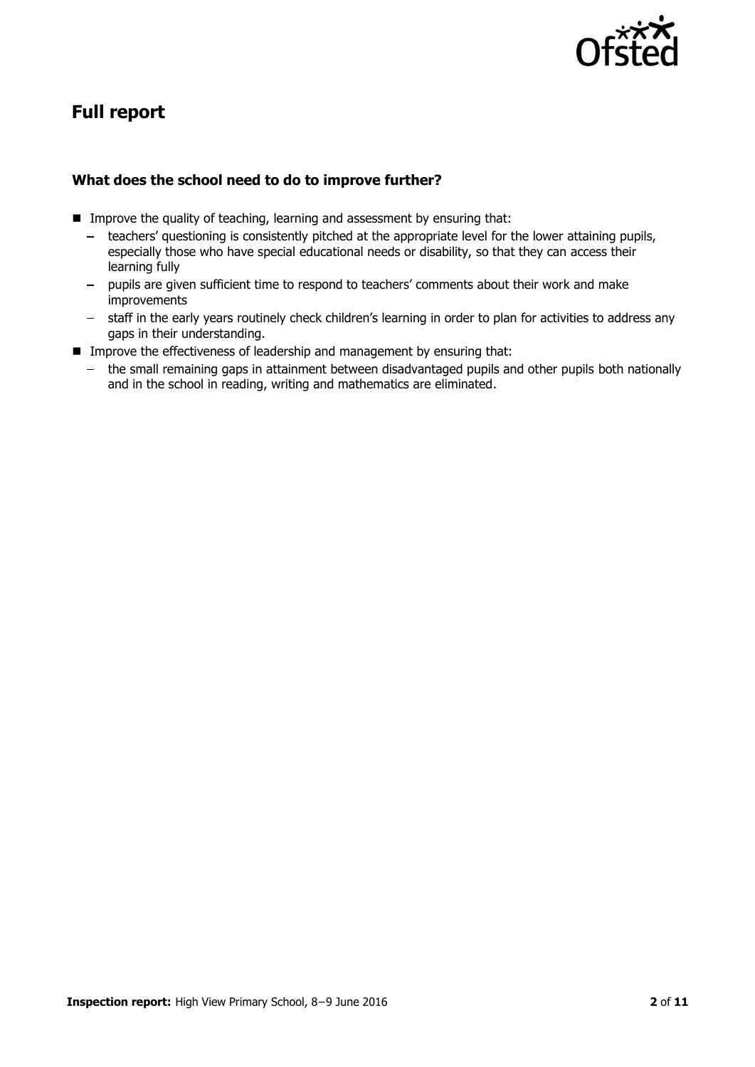## Full report

### What does the school need to do to improve further?

- Improve the quality of teaching, learning and assessment by ensuring that:
  - teachers' questioning is consistently pitched at the appropriate level for the lower attaining pupils, especially those who have special educational needs or disability, so that they can access their learning fully
  - pupils are given sufficient time to respond to teachers' comments about their work and make improvements
  - staff in the early years routinely check children's learning in order to plan for activities to address any gaps in their understanding.
- Improve the effectiveness of leadership and management by ensuring that:
  - the small remaining gaps in attainment between disadvantaged pupils and other pupils both nationally and in the school in reading, writing and mathematics are eliminated.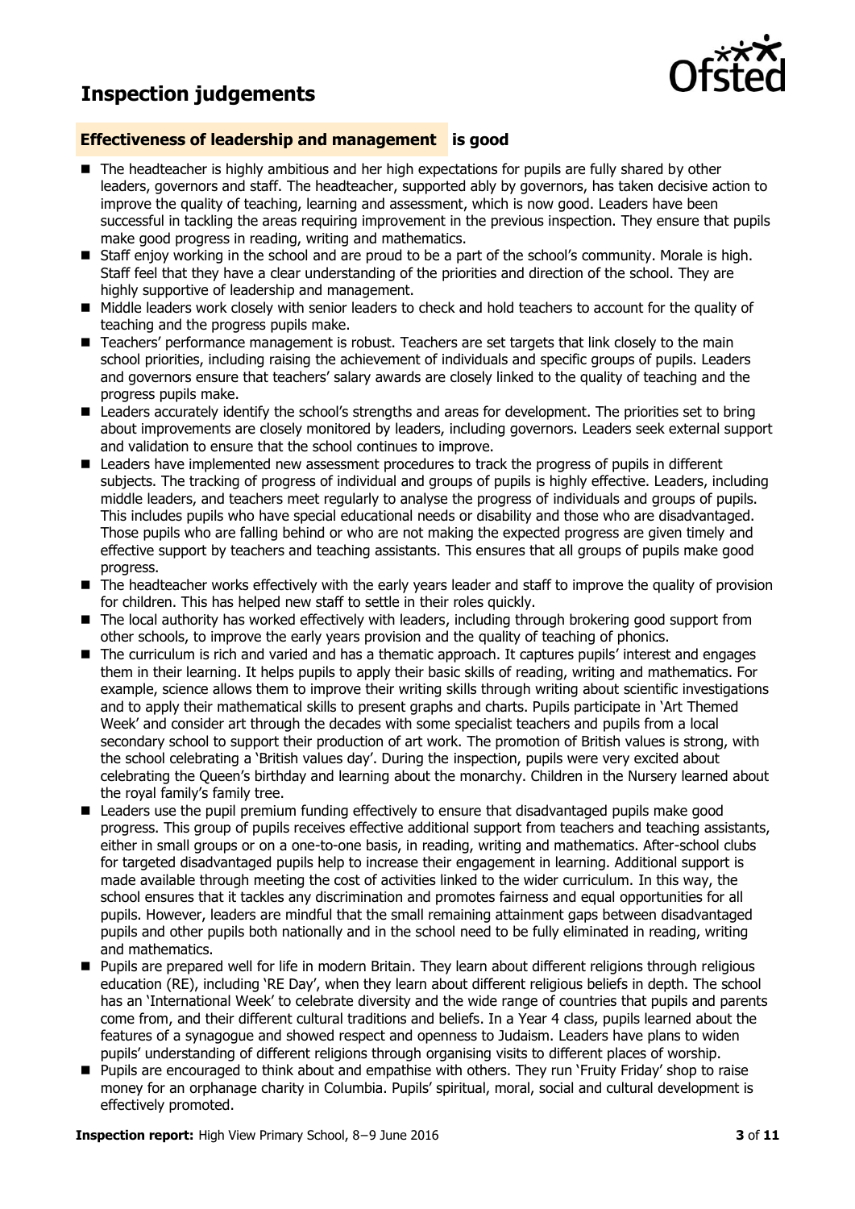# Inspection judgements

## Effectiveness of leadership and management is good

- The headteacher is highly ambitious and her high expectations for pupils are fully shared by other leaders, governors and staff. The headteacher, supported ably by governors, has taken decisive action to improve the quality of teaching, learning and assessment, which is now good. Leaders have been successful in tackling the areas requiring improvement in the previous inspection. They ensure that pupils make good progress in reading, writing and mathematics.
- Staff enjoy working in the school and are proud to be a part of the school's community. Morale is high. Staff feel that they have a clear understanding of the priorities and direction of the school. They are highly supportive of leadership and management.
- Middle leaders work closely with senior leaders to check and hold teachers to account for the quality of teaching and the progress pupils make.
- Teachers' performance management is robust. Teachers are set targets that link closely to the main school priorities, including raising the achievement of individuals and specific groups of pupils. Leaders and governors ensure that teachers' salary awards are closely linked to the quality of teaching and the progress pupils make.
- Leaders accurately identify the school's strengths and areas for development. The priorities set to bring about improvements are closely monitored by leaders, including governors. Leaders seek external support and validation to ensure that the school continues to improve.
- Leaders have implemented new assessment procedures to track the progress of pupils in different subjects. The tracking of progress of individual and groups of pupils is highly effective. Leaders, including middle leaders, and teachers meet regularly to analyse the progress of individuals and groups of pupils. This includes pupils who have special educational needs or disability and those who are disadvantaged. Those pupils who are falling behind or who are not making the expected progress are given timely and effective support by teachers and teaching assistants. This ensures that all groups of pupils make good progress.
- The headteacher works effectively with the early years leader and staff to improve the quality of provision for children. This has helped new staff to settle in their roles quickly.
- The local authority has worked effectively with leaders, including through brokering good support from other schools, to improve the early years provision and the quality of teaching of phonics.
- The curriculum is rich and varied and has a thematic approach. It captures pupils' interest and engages them in their learning. It helps pupils to apply their basic skills of reading, writing and mathematics. For example, science allows them to improve their writing skills through writing about scientific investigations and to apply their mathematical skills to present graphs and charts. Pupils participate in 'Art Themed Week' and consider art through the decades with some specialist teachers and pupils from a local secondary school to support their production of art work. The promotion of British values is strong, with the school celebrating a 'British values day'. During the inspection, pupils were very excited about celebrating the Queen's birthday and learning about the monarchy. Children in the Nursery learned about the royal family's family tree.
- Leaders use the pupil premium funding effectively to ensure that disadvantaged pupils make good progress. This group of pupils receives effective additional support from teachers and teaching assistants, either in small groups or on a one-to-one basis, in reading, writing and mathematics. After-school clubs for targeted disadvantaged pupils help to increase their engagement in learning. Additional support is made available through meeting the cost of activities linked to the wider curriculum. In this way, the school ensures that it tackles any discrimination and promotes fairness and equal opportunities for all pupils. However, leaders are mindful that the small remaining attainment gaps between disadvantaged pupils and other pupils both nationally and in the school need to be fully eliminated in reading, writing and mathematics.
- Pupils are prepared well for life in modern Britain. They learn about different religions through religious education (RE), including 'RE Day', when they learn about different religious beliefs in depth. The school has an 'International Week' to celebrate diversity and the wide range of countries that pupils and parents come from, and their different cultural traditions and beliefs. In a Year 4 class, pupils learned about the features of a synagogue and showed respect and openness to Judaism. Leaders have plans to widen pupils' understanding of different religions through organising visits to different places of worship.
- Pupils are encouraged to think about and empathise with others. They run 'Fruity Friday' shop to raise money for an orphanage charity in Columbia. Pupils' spiritual, moral, social and cultural development is effectively promoted.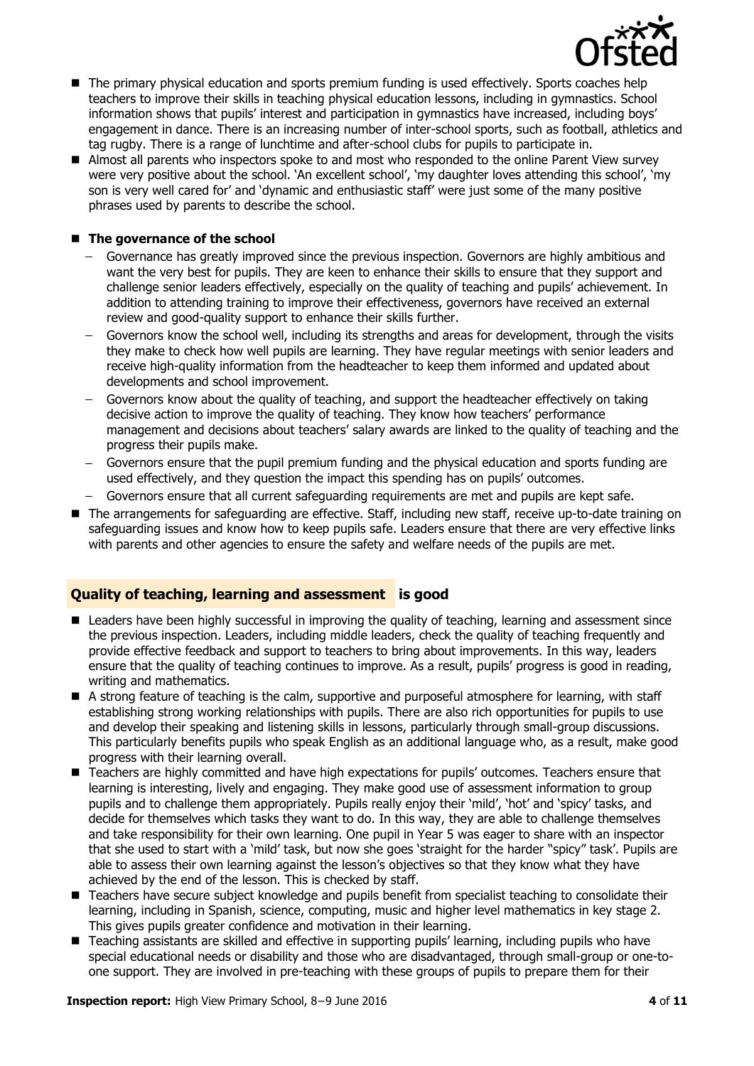- The primary physical education and sports premium funding is used effectively. Sports coaches help teachers to improve their skills in teaching physical education lessons, including in gymnastics. School information shows that pupils' interest and participation in gymnastics have increased, including boys' engagement in dance. There is an increasing number of inter-school sports, such as football, athletics and tag rugby. There is a range of lunchtime and after-school clubs for pupils to participate in.
- Almost all parents who inspectors spoke to and most who responded to the online Parent View survey were very positive about the school. 'An excellent school', 'my daughter loves attending this school', 'my son is very well cared for' and 'dynamic and enthusiastic staff' were just some of the many positive phrases used by parents to describe the school.
- **The governance of the school**
  - Governance has greatly improved since the previous inspection. Governors are highly ambitious and want the very best for pupils. They are keen to enhance their skills to ensure that they support and challenge senior leaders effectively, especially on the quality of teaching and pupils' achievement. In addition to attending training to improve their effectiveness, governors have received an external review and good-quality support to enhance their skills further.
  - Governors know the school well, including its strengths and areas for development, through the visits they make to check how well pupils are learning. They have regular meetings with senior leaders and receive high-quality information from the headteacher to keep them informed and updated about developments and school improvement.
  - Governors know about the quality of teaching, and support the headteacher effectively on taking decisive action to improve the quality of teaching. They know how teachers' performance management and decisions about teachers' salary awards are linked to the quality of teaching and the progress their pupils make.
  - Governors ensure that the pupil premium funding and the physical education and sports funding are used effectively, and they question the impact this spending has on pupils' outcomes.
  - Governors ensure that all current safeguarding requirements are met and pupils are kept safe.
- The arrangements for safeguarding are effective. Staff, including new staff, receive up-to-date training on safeguarding issues and know how to keep pupils safe. Leaders ensure that there are very effective links with parents and other agencies to ensure the safety and welfare needs of the pupils are met.

## Quality of teaching, learning and assessment is good

- Leaders have been highly successful in improving the quality of teaching, learning and assessment since the previous inspection. Leaders, including middle leaders, check the quality of teaching frequently and provide effective feedback and support to teachers to bring about improvements. In this way, leaders ensure that the quality of teaching continues to improve. As a result, pupils' progress is good in reading, writing and mathematics.
- A strong feature of teaching is the calm, supportive and purposeful atmosphere for learning, with staff establishing strong working relationships with pupils. There are also rich opportunities for pupils to use and develop their speaking and listening skills in lessons, particularly through small-group discussions. This particularly benefits pupils who speak English as an additional language who, as a result, make good progress with their learning overall.
- Teachers are highly committed and have high expectations for pupils' outcomes. Teachers ensure that learning is interesting, lively and engaging. They make good use of assessment information to group pupils and to challenge them appropriately. Pupils really enjoy their 'mild', 'hot' and 'spicy' tasks, and decide for themselves which tasks they want to do. In this way, they are able to challenge themselves and take responsibility for their own learning. One pupil in Year 5 was eager to share with an inspector that she used to start with a 'mild' task, but now she goes 'straight for the harder "spicy" task'. Pupils are able to assess their own learning against the lesson's objectives so that they know what they have achieved by the end of the lesson. This is checked by staff.
- Teachers have secure subject knowledge and pupils benefit from specialist teaching to consolidate their learning, including in Spanish, science, computing, music and higher level mathematics in key stage 2. This gives pupils greater confidence and motivation in their learning.
- Teaching assistants are skilled and effective in supporting pupils' learning, including pupils who have special educational needs or disability and those who are disadvantaged, through small-group or one-to-one support. They are involved in pre-teaching with these groups of pupils to prepare them for their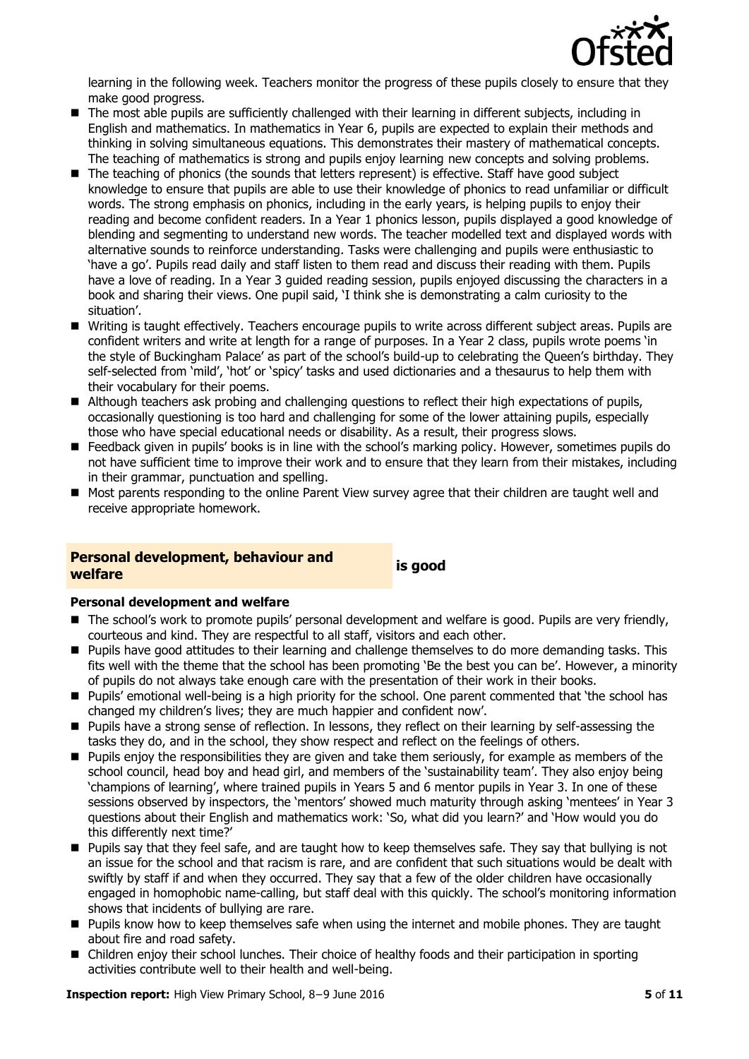learning in the following week. Teachers monitor the progress of these pupils closely to ensure that they make good progress.

- The most able pupils are sufficiently challenged with their learning in different subjects, including in English and mathematics. In mathematics in Year 6, pupils are expected to explain their methods and thinking in solving simultaneous equations. This demonstrates their mastery of mathematical concepts. The teaching of mathematics is strong and pupils enjoy learning new concepts and solving problems.
- The teaching of phonics (the sounds that letters represent) is effective. Staff have good subject knowledge to ensure that pupils are able to use their knowledge of phonics to read unfamiliar or difficult words. The strong emphasis on phonics, including in the early years, is helping pupils to enjoy their reading and become confident readers. In a Year 1 phonics lesson, pupils displayed a good knowledge of blending and segmenting to understand new words. The teacher modelled text and displayed words with alternative sounds to reinforce understanding. Tasks were challenging and pupils were enthusiastic to 'have a go'. Pupils read daily and staff listen to them read and discuss their reading with them. Pupils have a love of reading. In a Year 3 guided reading session, pupils enjoyed discussing the characters in a book and sharing their views. One pupil said, 'I think she is demonstrating a calm curiosity to the situation'.
- Writing is taught effectively. Teachers encourage pupils to write across different subject areas. Pupils are confident writers and write at length for a range of purposes. In a Year 2 class, pupils wrote poems 'in the style of Buckingham Palace' as part of the school's build-up to celebrating the Queen's birthday. They self-selected from 'mild', 'hot' or 'spicy' tasks and used dictionaries and a thesaurus to help them with their vocabulary for their poems.
- Although teachers ask probing and challenging questions to reflect their high expectations of pupils, occasionally questioning is too hard and challenging for some of the lower attaining pupils, especially those who have special educational needs or disability. As a result, their progress slows.
- Feedback given in pupils' books is in line with the school's marking policy. However, sometimes pupils do not have sufficient time to improve their work and to ensure that they learn from their mistakes, including in their grammar, punctuation and spelling.
- Most parents responding to the online Parent View survey agree that their children are taught well and receive appropriate homework.

## Personal development, behaviour and welfare is good

### Personal development and welfare

- The school's work to promote pupils' personal development and welfare is good. Pupils are very friendly, courteous and kind. They are respectful to all staff, visitors and each other.
- Pupils have good attitudes to their learning and challenge themselves to do more demanding tasks. This fits well with the theme that the school has been promoting 'Be the best you can be'. However, a minority of pupils do not always take enough care with the presentation of their work in their books.
- Pupils' emotional well-being is a high priority for the school. One parent commented that 'the school has changed my children's lives; they are much happier and confident now'.
- Pupils have a strong sense of reflection. In lessons, they reflect on their learning by self-assessing the tasks they do, and in the school, they show respect and reflect on the feelings of others.
- Pupils enjoy the responsibilities they are given and take them seriously, for example as members of the school council, head boy and head girl, and members of the 'sustainability team'. They also enjoy being 'champions of learning', where trained pupils in Years 5 and 6 mentor pupils in Year 3. In one of these sessions observed by inspectors, the 'mentors' showed much maturity through asking 'mentees' in Year 3 questions about their English and mathematics work: 'So, what did you learn?' and 'How would you do this differently next time?'
- Pupils say that they feel safe, and are taught how to keep themselves safe. They say that bullying is not an issue for the school and that racism is rare, and are confident that such situations would be dealt with swiftly by staff if and when they occurred. They say that a few of the older children have occasionally engaged in homophobic name-calling, but staff deal with this quickly. The school's monitoring information shows that incidents of bullying are rare.
- Pupils know how to keep themselves safe when using the internet and mobile phones. They are taught about fire and road safety.
- Children enjoy their school lunches. Their choice of healthy foods and their participation in sporting activities contribute well to their health and well-being.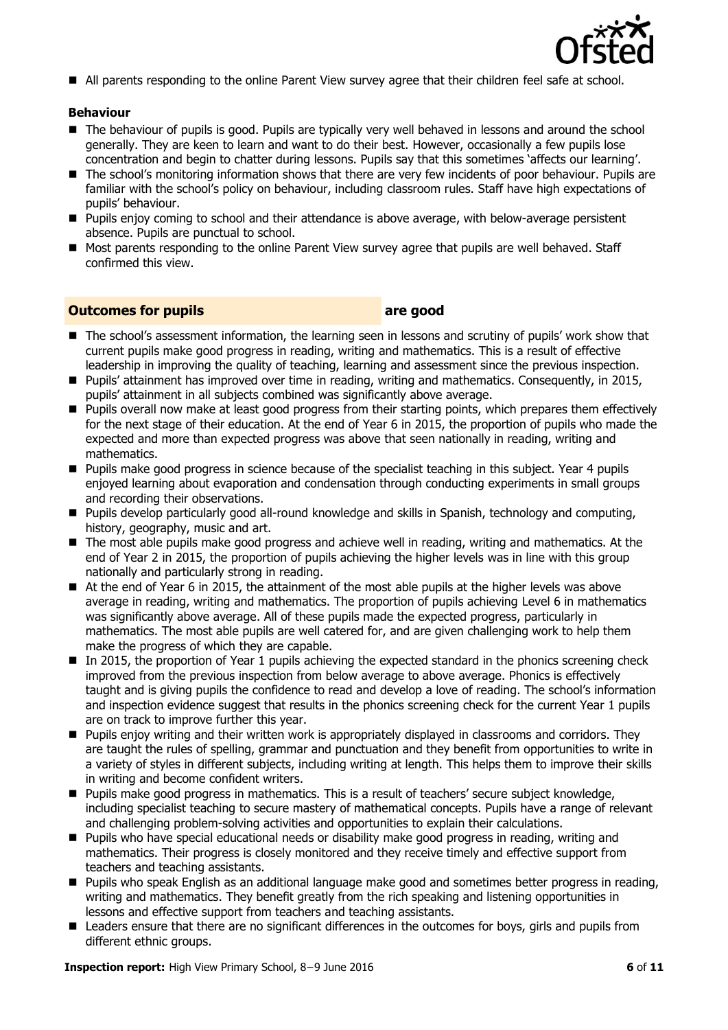- All parents responding to the online Parent View survey agree that their children feel safe at school.

**Behaviour**

- The behaviour of pupils is good. Pupils are typically very well behaved in lessons and around the school generally. They are keen to learn and want to do their best. However, occasionally a few pupils lose concentration and begin to chatter during lessons. Pupils say that this sometimes 'affects our learning'.
- The school's monitoring information shows that there are very few incidents of poor behaviour. Pupils are familiar with the school's policy on behaviour, including classroom rules. Staff have high expectations of pupils' behaviour.
- Pupils enjoy coming to school and their attendance is above average, with below-average persistent absence. Pupils are punctual to school.
- Most parents responding to the online Parent View survey agree that pupils are well behaved. Staff confirmed this view.

## Outcomes for pupils are good

- The school's assessment information, the learning seen in lessons and scrutiny of pupils' work show that current pupils make good progress in reading, writing and mathematics. This is a result of effective leadership in improving the quality of teaching, learning and assessment since the previous inspection.
- Pupils' attainment has improved over time in reading, writing and mathematics. Consequently, in 2015, pupils' attainment in all subjects combined was significantly above average.
- Pupils overall now make at least good progress from their starting points, which prepares them effectively for the next stage of their education. At the end of Year 6 in 2015, the proportion of pupils who made the expected and more than expected progress was above that seen nationally in reading, writing and mathematics.
- Pupils make good progress in science because of the specialist teaching in this subject. Year 4 pupils enjoyed learning about evaporation and condensation through conducting experiments in small groups and recording their observations.
- Pupils develop particularly good all-round knowledge and skills in Spanish, technology and computing, history, geography, music and art.
- The most able pupils make good progress and achieve well in reading, writing and mathematics. At the end of Year 2 in 2015, the proportion of pupils achieving the higher levels was in line with this group nationally and particularly strong in reading.
- At the end of Year 6 in 2015, the attainment of the most able pupils at the higher levels was above average in reading, writing and mathematics. The proportion of pupils achieving Level 6 in mathematics was significantly above average. All of these pupils made the expected progress, particularly in mathematics. The most able pupils are well catered for, and are given challenging work to help them make the progress of which they are capable.
- In 2015, the proportion of Year 1 pupils achieving the expected standard in the phonics screening check improved from the previous inspection from below average to above average. Phonics is effectively taught and is giving pupils the confidence to read and develop a love of reading. The school's information and inspection evidence suggest that results in the phonics screening check for the current Year 1 pupils are on track to improve further this year.
- Pupils enjoy writing and their written work is appropriately displayed in classrooms and corridors. They are taught the rules of spelling, grammar and punctuation and they benefit from opportunities to write in a variety of styles in different subjects, including writing at length. This helps them to improve their skills in writing and become confident writers.
- Pupils make good progress in mathematics. This is a result of teachers' secure subject knowledge, including specialist teaching to secure mastery of mathematical concepts. Pupils have a range of relevant and challenging problem-solving activities and opportunities to explain their calculations.
- Pupils who have special educational needs or disability make good progress in reading, writing and mathematics. Their progress is closely monitored and they receive timely and effective support from teachers and teaching assistants.
- Pupils who speak English as an additional language make good and sometimes better progress in reading, writing and mathematics. They benefit greatly from the rich speaking and listening opportunities in lessons and effective support from teachers and teaching assistants.
- Leaders ensure that there are no significant differences in the outcomes for boys, girls and pupils from different ethnic groups.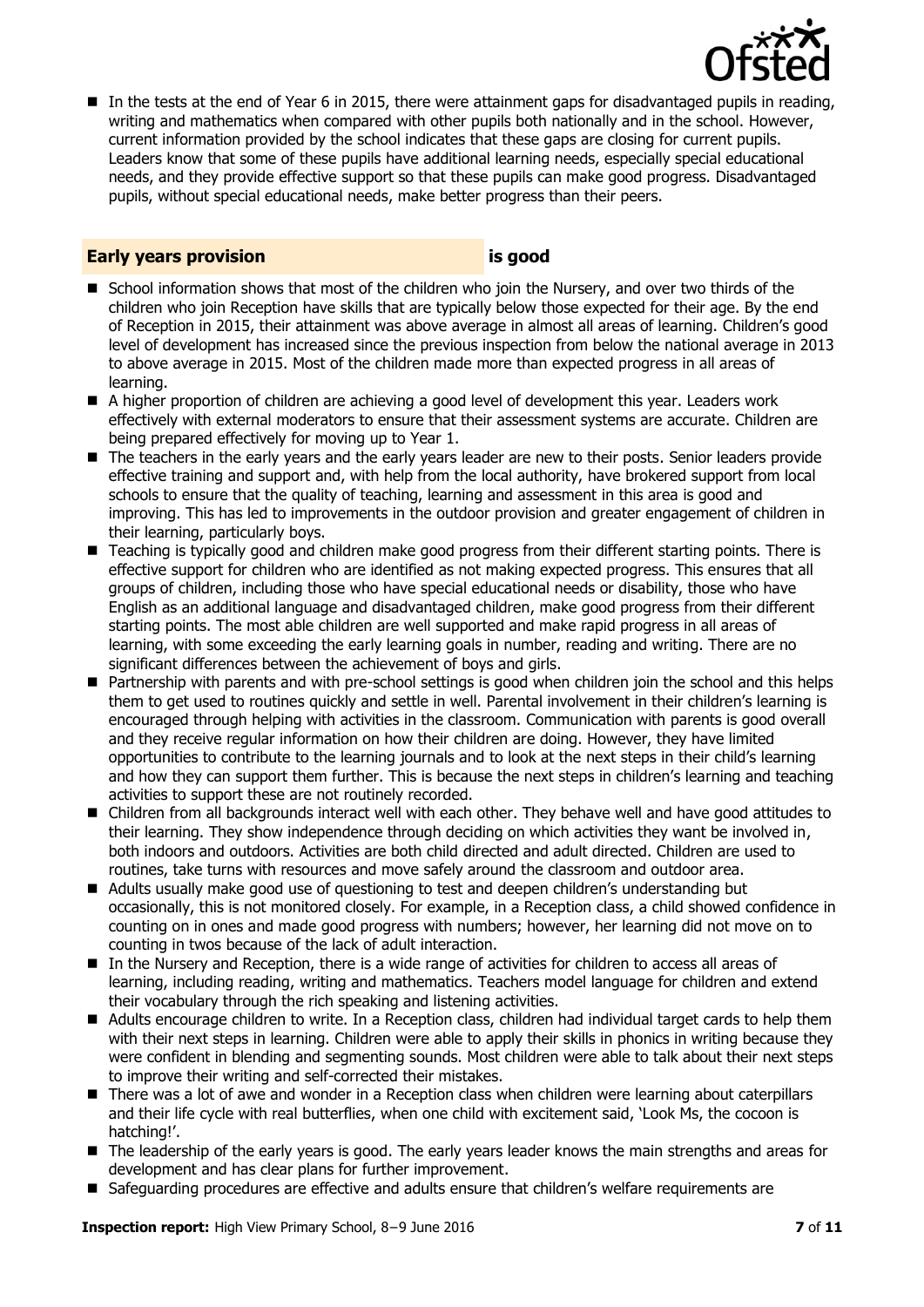- In the tests at the end of Year 6 in 2015, there were attainment gaps for disadvantaged pupils in reading, writing and mathematics when compared with other pupils both nationally and in the school. However, current information provided by the school indicates that these gaps are closing for current pupils. Leaders know that some of these pupils have additional learning needs, especially special educational needs, and they provide effective support so that these pupils can make good progress. Disadvantaged pupils, without special educational needs, make better progress than their peers.

## Early years provision **is good**

- School information shows that most of the children who join the Nursery, and over two thirds of the children who join Reception have skills that are typically below those expected for their age. By the end of Reception in 2015, their attainment was above average in almost all areas of learning. Children's good level of development has increased since the previous inspection from below the national average in 2013 to above average in 2015. Most of the children made more than expected progress in all areas of learning.
- A higher proportion of children are achieving a good level of development this year. Leaders work effectively with external moderators to ensure that their assessment systems are accurate. Children are being prepared effectively for moving up to Year 1.
- The teachers in the early years and the early years leader are new to their posts. Senior leaders provide effective training and support and, with help from the local authority, have brokered support from local schools to ensure that the quality of teaching, learning and assessment in this area is good and improving. This has led to improvements in the outdoor provision and greater engagement of children in their learning, particularly boys.
- Teaching is typically good and children make good progress from their different starting points. There is effective support for children who are identified as not making expected progress. This ensures that all groups of children, including those who have special educational needs or disability, those who have English as an additional language and disadvantaged children, make good progress from their different starting points. The most able children are well supported and make rapid progress in all areas of learning, with some exceeding the early learning goals in number, reading and writing. There are no significant differences between the achievement of boys and girls.
- Partnership with parents and with pre-school settings is good when children join the school and this helps them to get used to routines quickly and settle in well. Parental involvement in their children's learning is encouraged through helping with activities in the classroom. Communication with parents is good overall and they receive regular information on how their children are doing. However, they have limited opportunities to contribute to the learning journals and to look at the next steps in their child's learning and how they can support them further. This is because the next steps in children's learning and teaching activities to support these are not routinely recorded.
- Children from all backgrounds interact well with each other. They behave well and have good attitudes to their learning. They show independence through deciding on which activities they want to be involved in, both indoors and outdoors. Activities are both child directed and adult directed. Children are used to routines, take turns with resources and move safely around the classroom and outdoor area.
- Adults usually make good use of questioning to test and deepen children's understanding but occasionally, this is not monitored closely. For example, in a Reception class, a child showed confidence in counting on in ones and made good progress with numbers; however, her learning did not move on to counting in twos because of the lack of adult interaction.
- In the Nursery and Reception, there is a wide range of activities for children to access all areas of learning, including reading, writing and mathematics. Teachers model language for children and extend their vocabulary through the rich speaking and listening activities.
- Adults encourage children to write. In a Reception class, children had individual target cards to help them with their next steps in learning. Children were able to apply their skills in phonics in writing because they were confident in blending and segmenting sounds. Most children were able to talk about their next steps to improve their writing and self-corrected their mistakes.
- There was a lot of awe and wonder in a Reception class when children were learning about caterpillars and their life cycle with real butterflies, when one child with excitement said, 'Look Ms, the cocoon is hatching!'.
- The leadership of the early years is good. The early years leader knows the main strengths and areas for development and has clear plans for further improvement.
- Safeguarding procedures are effective and adults ensure that children's welfare requirements are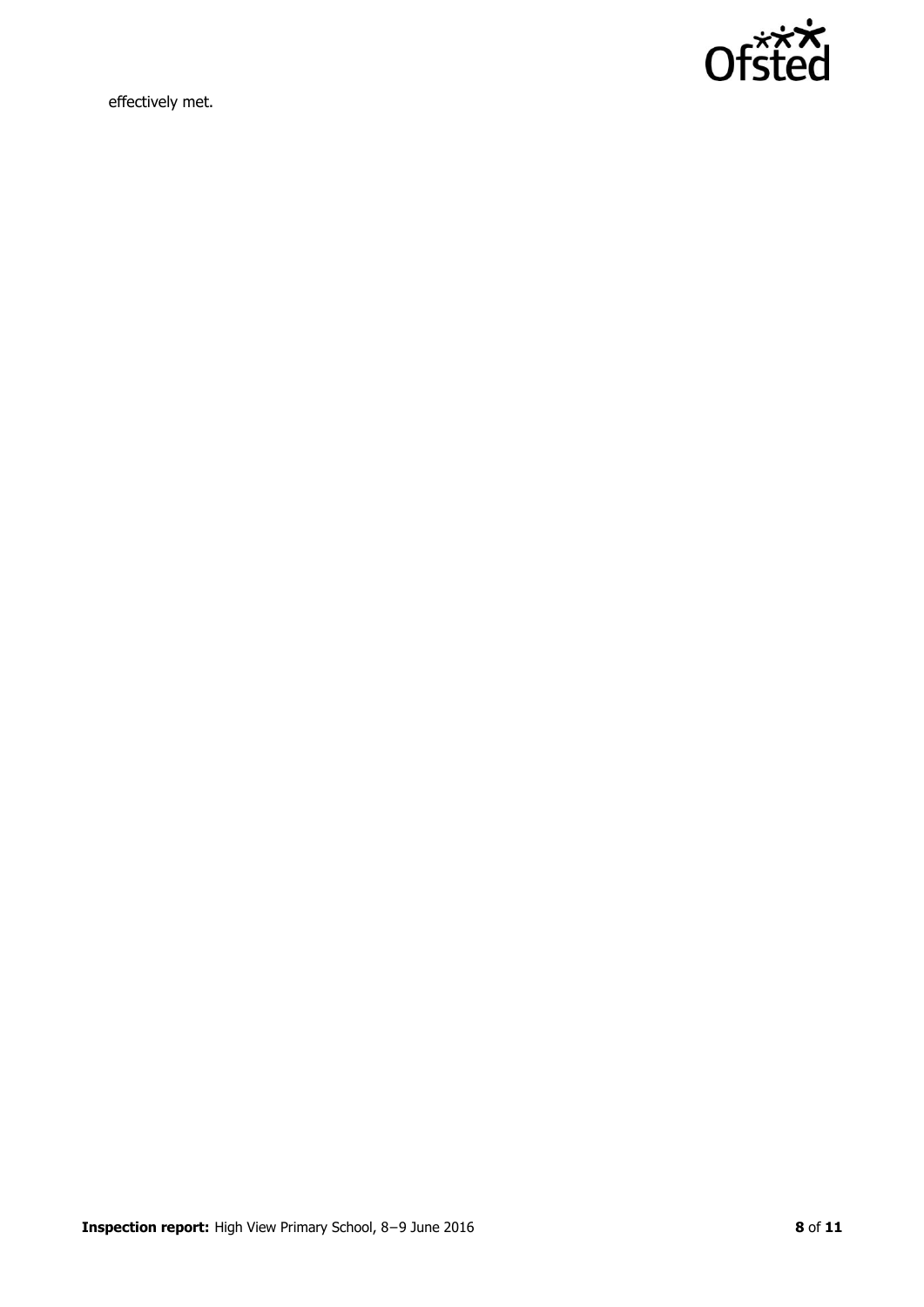effectively met.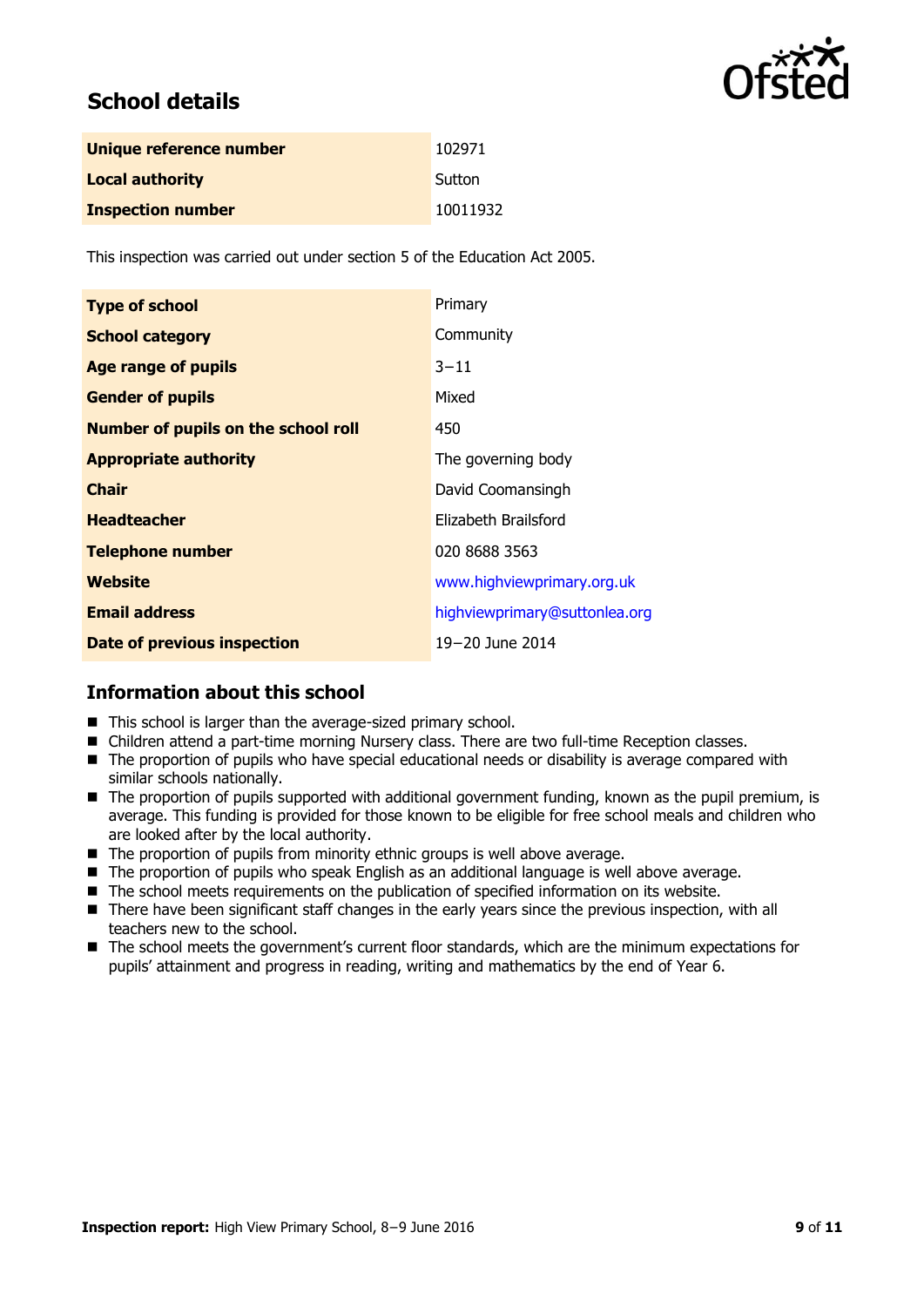## School details

| | |
|---|---|
| **Unique reference number** | 102971 |
| **Local authority** | Sutton |
| **Inspection number** | 10011932 |

This inspection was carried out under section 5 of the Education Act 2005.

| | |
|---|---|
| **Type of school** | Primary |
| **School category** | Community |
| **Age range of pupils** | 3–11 |
| **Gender of pupils** | Mixed |
| **Number of pupils on the school roll** | 450 |
| **Appropriate authority** | The governing body |
| **Chair** | David Coomansingh |
| **Headteacher** | Elizabeth Brailsford |
| **Telephone number** | 020 8688 3563 |
| **Website** | www.highviewprimary.org.uk |
| **Email address** | highviewprimary@suttonlea.org |
| **Date of previous inspection** | 19–20 June 2014 |

## Information about this school

- This school is larger than the average-sized primary school.
- Children attend a part-time morning Nursery class. There are two full-time Reception classes.
- The proportion of pupils who have special educational needs or disability is average compared with similar schools nationally.
- The proportion of pupils supported with additional government funding, known as the pupil premium, is average. This funding is provided for those known to be eligible for free school meals and children who are looked after by the local authority.
- The proportion of pupils from minority ethnic groups is well above average.
- The proportion of pupils who speak English as an additional language is well above average.
- The school meets requirements on the publication of specified information on its website.
- There have been significant staff changes in the early years since the previous inspection, with all teachers new to the school.
- The school meets the government's current floor standards, which are the minimum expectations for pupils' attainment and progress in reading, writing and mathematics by the end of Year 6.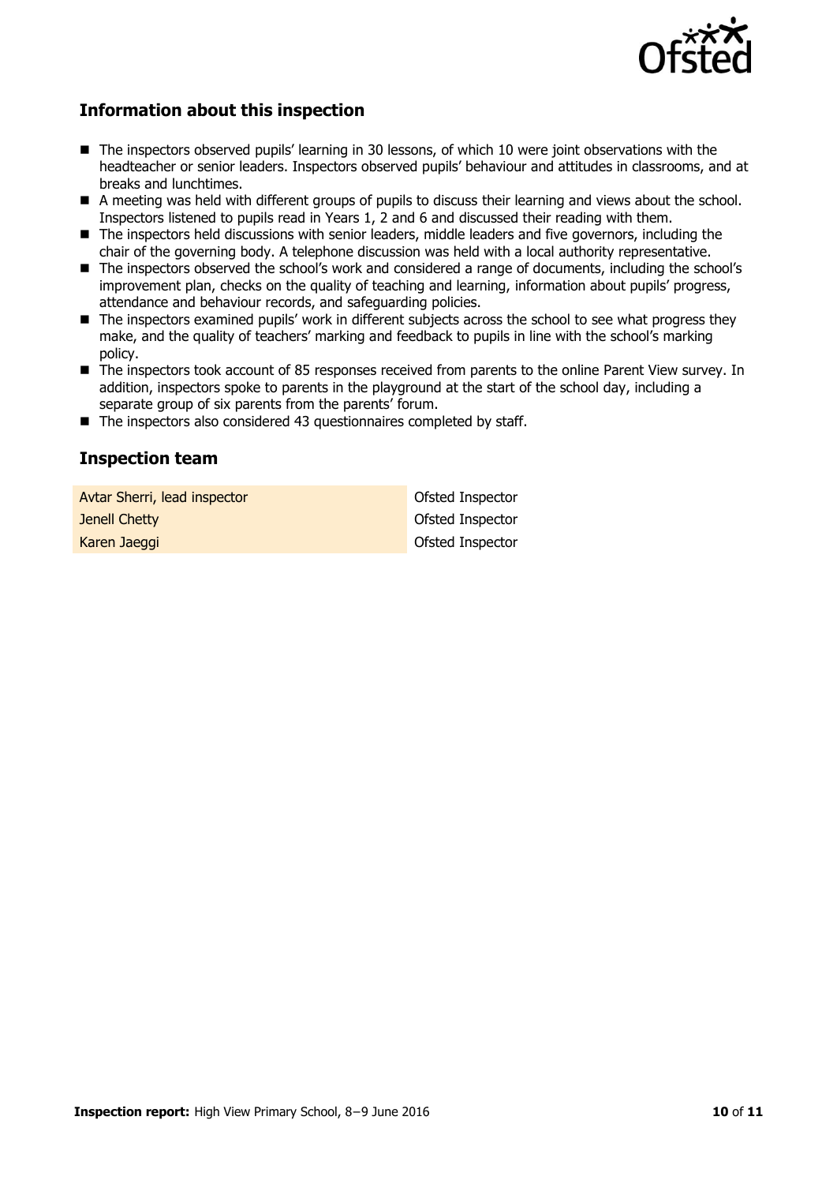## Information about this inspection

- The inspectors observed pupils' learning in 30 lessons, of which 10 were joint observations with the headteacher or senior leaders. Inspectors observed pupils' behaviour and attitudes in classrooms, and at breaks and lunchtimes.
- A meeting was held with different groups of pupils to discuss their learning and views about the school. Inspectors listened to pupils read in Years 1, 2 and 6 and discussed their reading with them.
- The inspectors held discussions with senior leaders, middle leaders and five governors, including the chair of the governing body. A telephone discussion was held with a local authority representative.
- The inspectors observed the school's work and considered a range of documents, including the school's improvement plan, checks on the quality of teaching and learning, information about pupils' progress, attendance and behaviour records, and safeguarding policies.
- The inspectors examined pupils' work in different subjects across the school to see what progress they make, and the quality of teachers' marking and feedback to pupils in line with the school's marking policy.
- The inspectors took account of 85 responses received from parents to the online Parent View survey. In addition, inspectors spoke to parents in the playground at the start of the school day, including a separate group of six parents from the parents' forum.
- The inspectors also considered 43 questionnaires completed by staff.

## Inspection team

| | |
|---|---|
| Avtar Sherri, lead inspector | Ofsted Inspector |
| Jenell Chetty | Ofsted Inspector |
| Karen Jaeggi | Ofsted Inspector |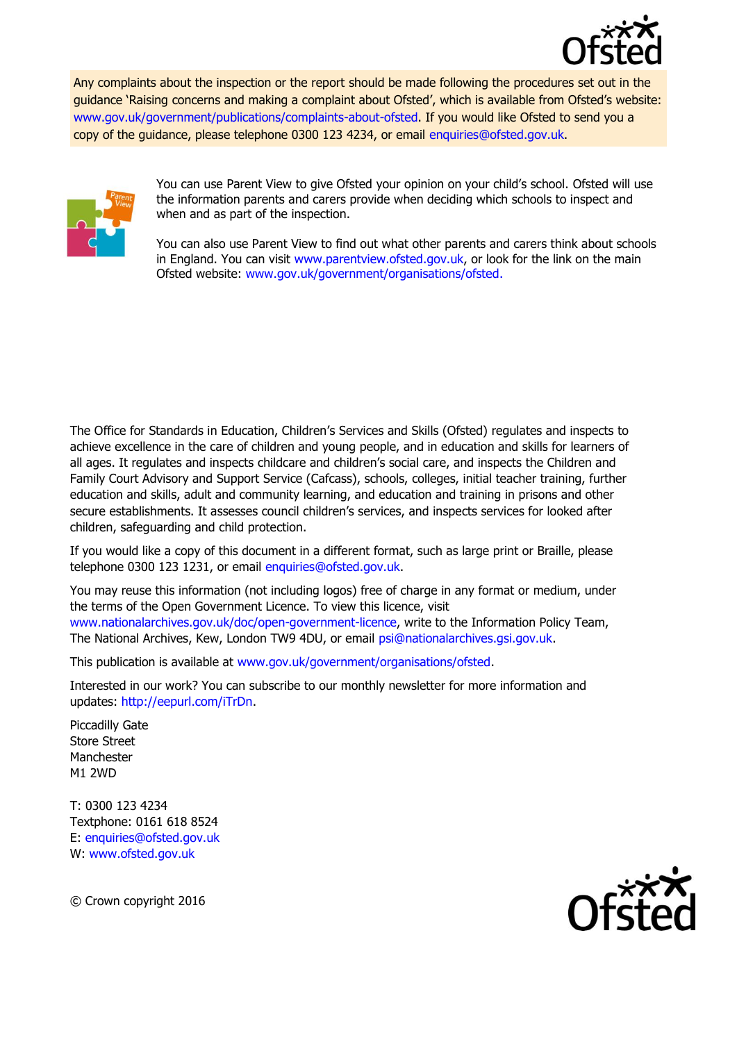Any complaints about the inspection or the report should be made following the procedures set out in the guidance 'Raising concerns and making a complaint about Ofsted', which is available from Ofsted's website: www.gov.uk/government/publications/complaints-about-ofsted. If you would like Ofsted to send you a copy of the guidance, please telephone 0300 123 4234, or email enquiries@ofsted.gov.uk.

You can use Parent View to give Ofsted your opinion on your child's school. Ofsted will use the information parents and carers provide when deciding which schools to inspect and when and as part of the inspection.

You can also use Parent View to find out what other parents and carers think about schools in England. You can visit www.parentview.ofsted.gov.uk, or look for the link on the main Ofsted website: www.gov.uk/government/organisations/ofsted.

The Office for Standards in Education, Children's Services and Skills (Ofsted) regulates and inspects to achieve excellence in the care of children and young people, and in education and skills for learners of all ages. It regulates and inspects childcare and children's social care, and inspects the Children and Family Court Advisory and Support Service (Cafcass), schools, colleges, initial teacher training, further education and skills, adult and community learning, and education and training in prisons and other secure establishments. It assesses council children's services, and inspects services for looked after children, safeguarding and child protection.

If you would like a copy of this document in a different format, such as large print or Braille, please telephone 0300 123 1231, or email enquiries@ofsted.gov.uk.

You may reuse this information (not including logos) free of charge in any format or medium, under the terms of the Open Government Licence. To view this licence, visit www.nationalarchives.gov.uk/doc/open-government-licence, write to the Information Policy Team, The National Archives, Kew, London TW9 4DU, or email psi@nationalarchives.gsi.gov.uk.

This publication is available at www.gov.uk/government/organisations/ofsted.

Interested in our work? You can subscribe to our monthly newsletter for more information and updates: http://eepurl.com/iTrDn.

Piccadilly Gate
Store Street
Manchester
M1 2WD

T: 0300 123 4234
Textphone: 0161 618 8524
E: enquiries@ofsted.gov.uk
W: www.ofsted.gov.uk

© Crown copyright 2016